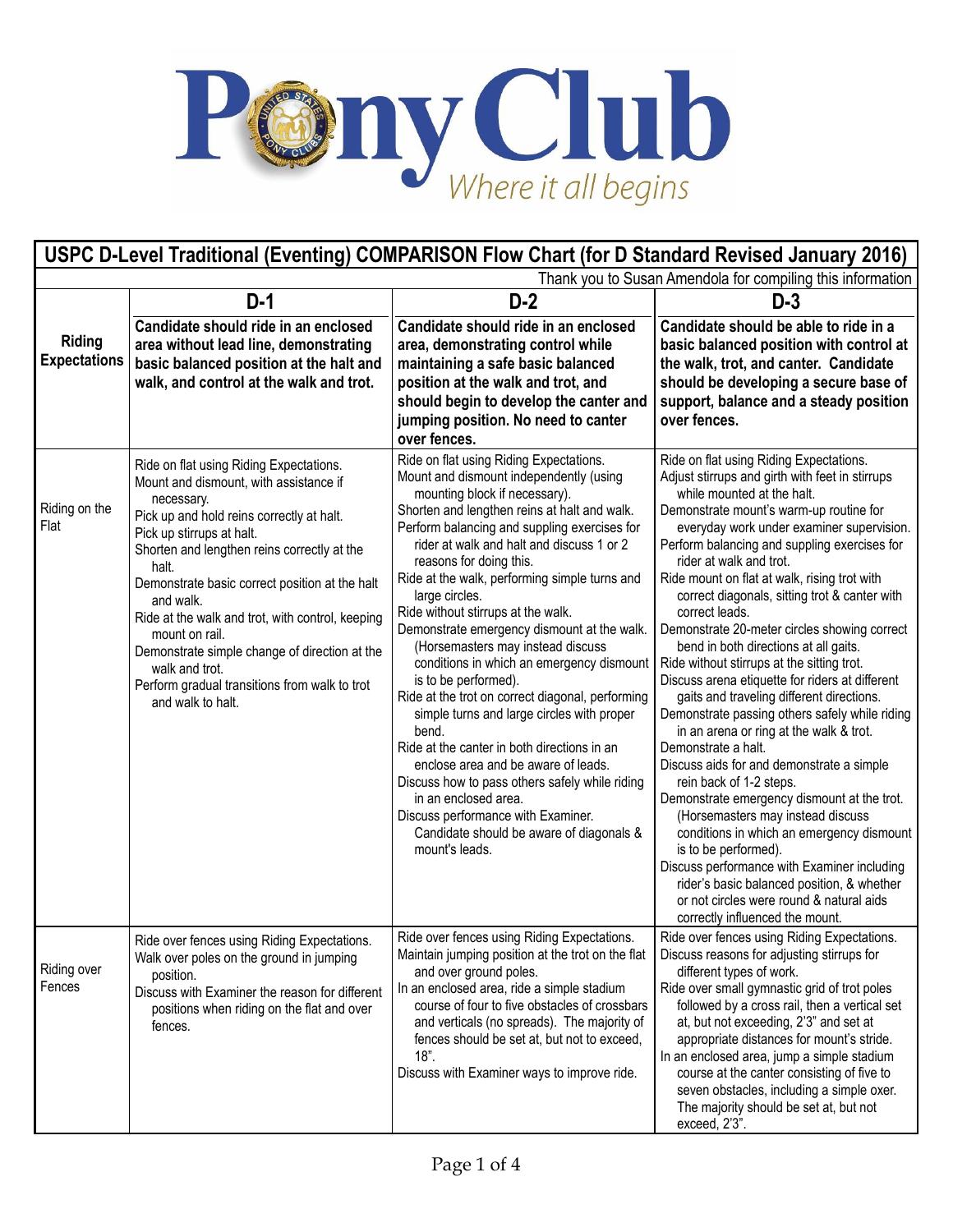Pony Club — Where it all begins

# USPC D-Level Traditional (Eventing) COMPARISON Flow Chart (for D Standard Revised January 2016)

Thank you to Susan Amendola for compiling this information

| | D-1 | D-2 | D-3 |
|---|---|---|---|
| **Riding Expectations** | **Candidate should ride in an enclosed area without lead line, demonstrating basic balanced position at the halt and walk, and control at the walk and trot.** | **Candidate should ride in an enclosed area, demonstrating control while maintaining a safe basic balanced position at the walk and trot, and should begin to develop the canter and jumping position. No need to canter over fences.** | **Candidate should be able to ride in a basic balanced position with control at the walk, trot, and canter. Candidate should be developing a secure base of support, balance and a steady position over fences.** |
| Riding on the Flat | Ride on flat using Riding Expectations.<br>Mount and dismount, with assistance if necessary.<br>Pick up and hold reins correctly at halt.<br>Pick up stirrups at halt.<br>Shorten and lengthen reins correctly at the halt.<br>Demonstrate basic correct position at the halt and walk.<br>Ride at the walk and trot, with control, keeping mount on rail.<br>Demonstrate simple change of direction at the walk and trot.<br>Perform gradual transitions from walk to trot and walk to halt. | Ride on flat using Riding Expectations.<br>Mount and dismount independently (using mounting block if necessary).<br>Shorten and lengthen reins at halt and walk.<br>Perform balancing and suppling exercises for rider at walk and halt and discuss 1 or 2 reasons for doing this.<br>Ride at the walk, performing simple turns and large circles.<br>Ride without stirrups at the walk.<br>Demonstrate emergency dismount at the walk. (Horsemasters may instead discuss conditions in which an emergency dismount is to be performed).<br>Ride at the trot on correct diagonal, performing simple turns and large circles with proper bend.<br>Ride at the canter in both directions in an enclose area and be aware of leads.<br>Discuss how to pass others safely while riding in an enclosed area.<br>Discuss performance with Examiner. Candidate should be aware of diagonals & mount's leads. | Ride on flat using Riding Expectations.<br>Adjust stirrups and girth with feet in stirrups while mounted at the halt.<br>Demonstrate mount's warm-up routine for everyday work under examiner supervision.<br>Perform balancing and suppling exercises for rider at walk and trot.<br>Ride mount on flat at walk, rising trot with correct diagonals, sitting trot & canter with correct leads.<br>Demonstrate 20-meter circles showing correct bend in both directions at all gaits.<br>Ride without stirrups at the sitting trot.<br>Discuss arena etiquette for riders at different gaits and traveling different directions.<br>Demonstrate passing others safely while riding in an arena or ring at the walk & trot.<br>Demonstrate a halt.<br>Discuss aids for and demonstrate a simple rein back of 1-2 steps.<br>Demonstrate emergency dismount at the trot. (Horsemasters may instead discuss conditions in which an emergency dismount is to be performed).<br>Discuss performance with Examiner including rider's basic balanced position, & whether or not circles were round & natural aids correctly influenced the mount. |
| Riding over Fences | Ride over fences using Riding Expectations.<br>Walk over poles on the ground in jumping position.<br>Discuss with Examiner the reason for different positions when riding on the flat and over fences. | Ride over fences using Riding Expectations.<br>Maintain jumping position at the trot on the flat and over ground poles.<br>In an enclosed area, ride a simple stadium course of four to five obstacles of crossbars and verticals (no spreads). The majority of fences should be set at, but not to exceed, 18".<br>Discuss with Examiner ways to improve ride. | Ride over fences using Riding Expectations.<br>Discuss reasons for adjusting stirrups for different types of work.<br>Ride over small gymnastic grid of trot poles followed by a cross rail, then a vertical set at, but not exceeding, 2'3" and set at appropriate distances for mount's stride.<br>In an enclosed area, jump a simple stadium course at the canter consisting of five to seven obstacles, including a simple oxer. The majority should be set at, but not exceed, 2'3". |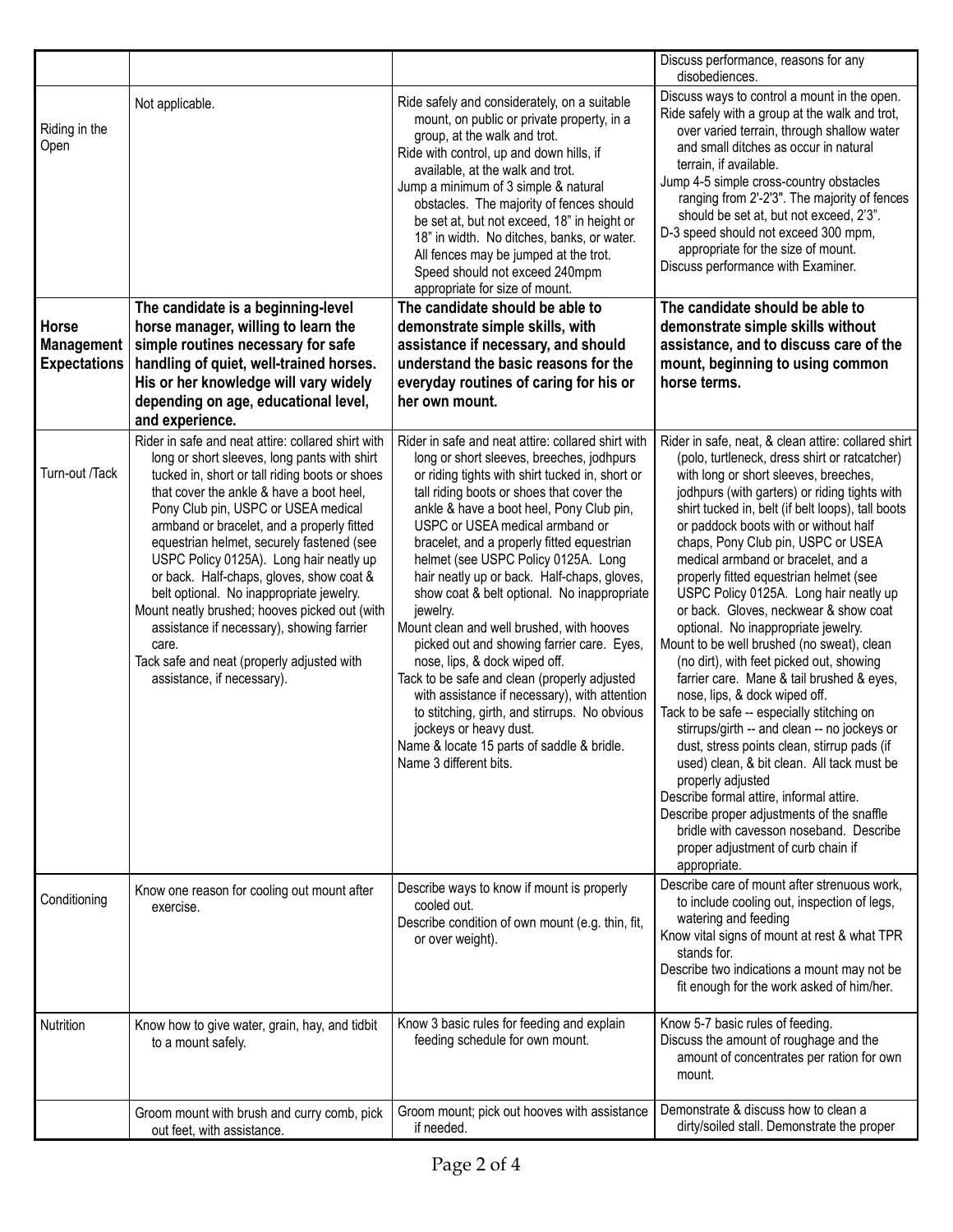| | | | |
|---|---|---|---|
| | | | Discuss performance, reasons for any disobediences. |
| Riding in the Open | Not applicable. | Ride safely and considerately, on a suitable mount, on public or private property, in a group, at the walk and trot.<br>Ride with control, up and down hills, if available, at the walk and trot.<br>Jump a minimum of 3 simple & natural obstacles. The majority of fences should be set at, but not exceed, 18" in height or 18" in width. No ditches, banks, or water. All fences may be jumped at the trot. Speed should not exceed 240mpm appropriate for size of mount. | Discuss ways to control a mount in the open.<br>Ride safely with a group at the walk and trot, over varied terrain, through shallow water and small ditches as occur in natural terrain, if available.<br>Jump 4-5 simple cross-country obstacles ranging from 2'-2'3". The majority of fences should be set at, but not exceed, 2'3".<br>D-3 speed should not exceed 300 mpm, appropriate for the size of mount.<br>Discuss performance with Examiner. |
| **Horse Management Expectations** | **The candidate is a beginning-level horse manager, willing to learn the simple routines necessary for safe handling of quiet, well-trained horses. His or her knowledge will vary widely depending on age, educational level, and experience.** | **The candidate should be able to demonstrate simple skills, with assistance if necessary, and should understand the basic reasons for the everyday routines of caring for his or her own mount.** | **The candidate should be able to demonstrate simple skills without assistance, and to discuss care of the mount, beginning to using common horse terms.** |
| Turn-out /Tack | Rider in safe and neat attire: collared shirt with long or short sleeves, long pants with shirt tucked in, short or tall riding boots or shoes that cover the ankle & have a boot heel, Pony Club pin, USPC or USEA medical armband or bracelet, and a properly fitted equestrian helmet, securely fastened (see USPC Policy 0125A). Long hair neatly up or back. Half-chaps, gloves, show coat & belt optional. No inappropriate jewelry.<br>Mount neatly brushed; hooves picked out (with assistance if necessary), showing farrier care.<br>Tack safe and neat (properly adjusted with assistance, if necessary). | Rider in safe and neat attire: collared shirt with long or short sleeves, breeches, jodhpurs or riding tights with shirt tucked in, short or tall riding boots or shoes that cover the ankle & have a boot heel, Pony Club pin, USPC or USEA medical armband or bracelet, and a properly fitted equestrian helmet (see USPC Policy 0125A. Long hair neatly up or back. Half-chaps, gloves, show coat & belt optional. No inappropriate jewelry.<br>Mount clean and well brushed, with hooves picked out and showing farrier care. Eyes, nose, lips, & dock wiped off.<br>Tack to be safe and clean (properly adjusted with assistance if necessary), with attention to stitching, girth, and stirrups. No obvious jockeys or heavy dust.<br>Name & locate 15 parts of saddle & bridle.<br>Name 3 different bits. | Rider in safe, neat, & clean attire: collared shirt (polo, turtleneck, dress shirt or ratcatcher) with long or short sleeves, breeches, jodhpurs (with garters) or riding tights with shirt tucked in, belt (if belt loops), tall boots or paddock boots with or without half chaps, Pony Club pin, USPC or USEA medical armband or bracelet, and a properly fitted equestrian helmet (see USPC Policy 0125A. Long hair neatly up or back. Gloves, neckwear & show coat optional. No inappropriate jewelry.<br>Mount to be well brushed (no sweat), clean (no dirt), with feet picked out, showing farrier care. Mane & tail brushed & eyes, nose, lips, & dock wiped off.<br>Tack to be safe -- especially stitching on stirrups/girth -- and clean -- no jockeys or dust, stress points clean, stirrup pads (if used) clean, & bit clean. All tack must be properly adjusted<br>Describe formal attire, informal attire.<br>Describe proper adjustments of the snaffle bridle with cavesson noseband. Describe proper adjustment of curb chain if appropriate. |
| Conditioning | Know one reason for cooling out mount after exercise. | Describe ways to know if mount is properly cooled out.<br>Describe condition of own mount (e.g. thin, fit, or over weight). | Describe care of mount after strenuous work, to include cooling out, inspection of legs, watering and feeding<br>Know vital signs of mount at rest & what TPR stands for.<br>Describe two indications a mount may not be fit enough for the work asked of him/her. |
| Nutrition | Know how to give water, grain, hay, and tidbit to a mount safely. | Know 3 basic rules for feeding and explain feeding schedule for own mount. | Know 5-7 basic rules of feeding.<br>Discuss the amount of roughage and the amount of concentrates per ration for own mount. |
| | Groom mount with brush and curry comb, pick out feet, with assistance. | Groom mount; pick out hooves with assistance if needed. | Demonstrate & discuss how to clean a dirty/soiled stall. Demonstrate the proper |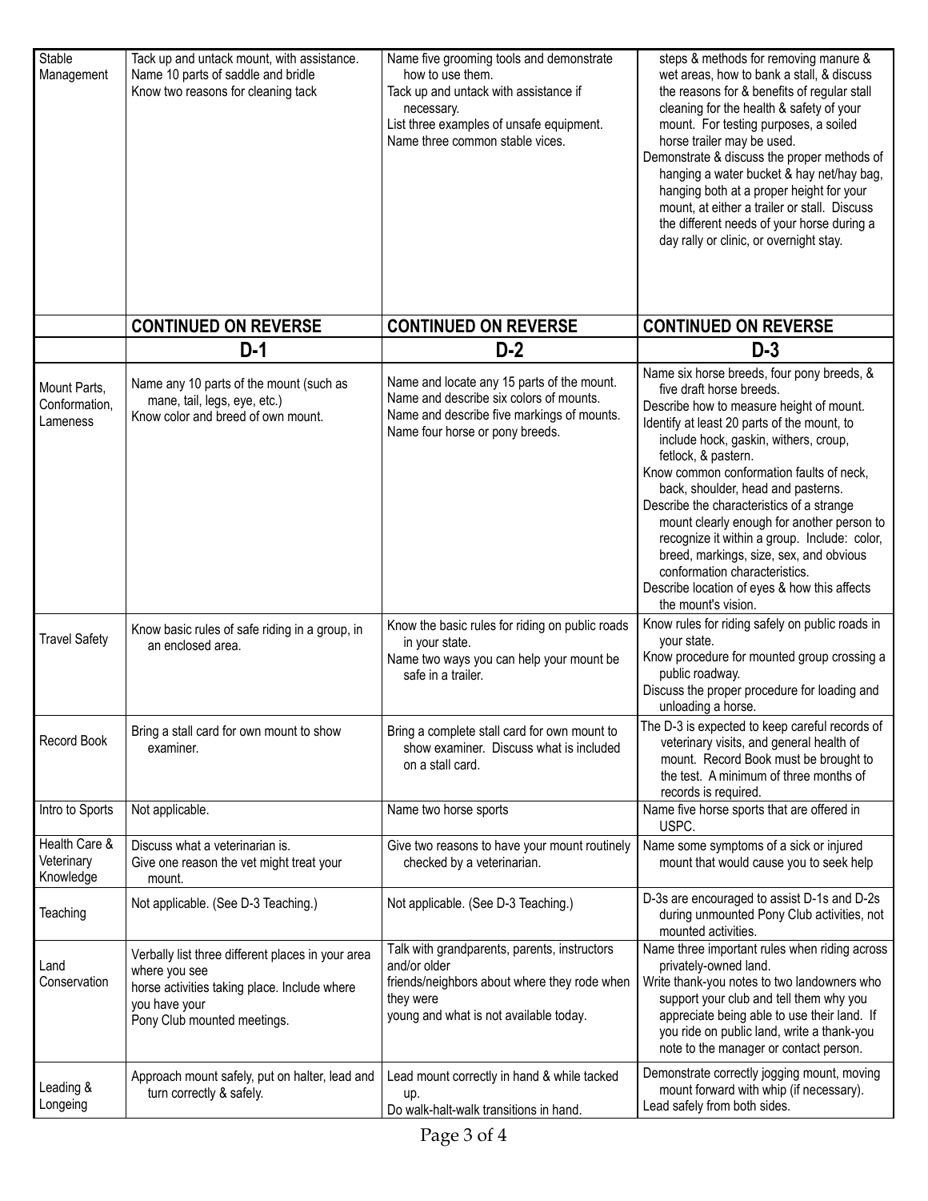| | | | |
|---|---|---|---|
| Stable Management | Tack up and untack mount, with assistance.<br>Name 10 parts of saddle and bridle<br>Know two reasons for cleaning tack | Name five grooming tools and demonstrate how to use them.<br>Tack up and untack with assistance if necessary.<br>List three examples of unsafe equipment.<br>Name three common stable vices. | steps & methods for removing manure & wet areas, how to bank a stall, & discuss the reasons for & benefits of regular stall cleaning for the health & safety of your mount. For testing purposes, a soiled horse trailer may be used.<br>Demonstrate & discuss the proper methods of hanging a water bucket & hay net/hay bag, hanging both at a proper height for your mount, at either a trailer or stall. Discuss the different needs of your horse during a day rally or clinic, or overnight stay. |
| | **CONTINUED ON REVERSE** | **CONTINUED ON REVERSE** | **CONTINUED ON REVERSE** |

| | D-1 | D-2 | D-3 |
|---|---|---|---|
| Mount Parts, Conformation, Lameness | Name any 10 parts of the mount (such as mane, tail, legs, eye, etc.)<br>Know color and breed of own mount. | Name and locate any 15 parts of the mount.<br>Name and describe six colors of mounts.<br>Name and describe five markings of mounts.<br>Name four horse or pony breeds. | Name six horse breeds, four pony breeds, & five draft horse breeds.<br>Describe how to measure height of mount.<br>Identify at least 20 parts of the mount, to include hock, gaskin, withers, croup, fetlock, & pastern.<br>Know common conformation faults of neck, back, shoulder, head and pasterns.<br>Describe the characteristics of a strange mount clearly enough for another person to recognize it within a group. Include: color, breed, markings, size, sex, and obvious conformation characteristics.<br>Describe location of eyes & how this affects the mount's vision. |
| Travel Safety | Know basic rules of safe riding in a group, in an enclosed area. | Know the basic rules for riding on public roads in your state.<br>Name two ways you can help your mount be safe in a trailer. | Know rules for riding safely on public roads in your state.<br>Know procedure for mounted group crossing a public roadway.<br>Discuss the proper procedure for loading and unloading a horse. |
| Record Book | Bring a stall card for own mount to show examiner. | Bring a complete stall card for own mount to show examiner. Discuss what is included on a stall card. | The D-3 is expected to keep careful records of veterinary visits, and general health of mount. Record Book must be brought to the test. A minimum of three months of records is required. |
| Intro to Sports | Not applicable. | Name two horse sports | Name five horse sports that are offered in USPC. |
| Health Care & Veterinary Knowledge | Discuss what a veterinarian is.<br>Give one reason the vet might treat your mount. | Give two reasons to have your mount routinely checked by a veterinarian. | Name some symptoms of a sick or injured mount that would cause you to seek help |
| Teaching | Not applicable. (See D-3 Teaching.) | Not applicable. (See D-3 Teaching.) | D-3s are encouraged to assist D-1s and D-2s during unmounted Pony Club activities, not mounted activities. |
| Land Conservation | Verbally list three different places in your area where you see horse activities taking place. Include where you have your Pony Club mounted meetings. | Talk with grandparents, parents, instructors and/or older friends/neighbors about where they rode when they were young and what is not available today. | Name three important rules when riding across privately-owned land.<br>Write thank-you notes to two landowners who support your club and tell them why you appreciate being able to use their land. If you ride on public land, write a thank-you note to the manager or contact person. |
| Leading & Longeing | Approach mount safely, put on halter, lead and turn correctly & safely. | Lead mount correctly in hand & while tacked up.<br>Do walk-halt-walk transitions in hand. | Demonstrate correctly jogging mount, moving mount forward with whip (if necessary).<br>Lead safely from both sides. |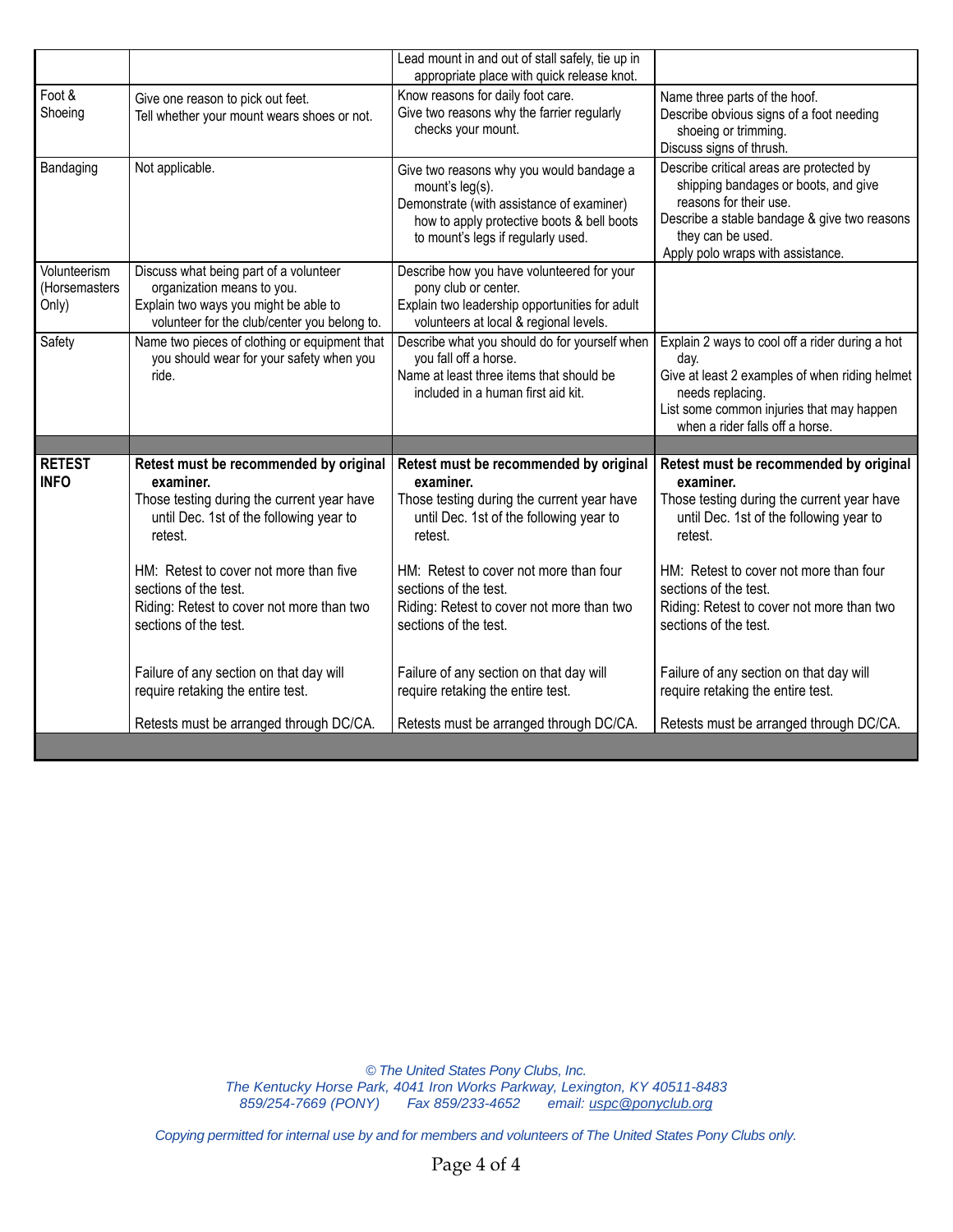| | | | |
|---|---|---|---|
| | | Lead mount in and out of stall safely, tie up in appropriate place with quick release knot. | |
| Foot & Shoeing | Give one reason to pick out feet.<br>Tell whether your mount wears shoes or not. | Know reasons for daily foot care.<br>Give two reasons why the farrier regularly checks your mount. | Name three parts of the hoof.<br>Describe obvious signs of a foot needing shoeing or trimming.<br>Discuss signs of thrush. |
| Bandaging | Not applicable. | Give two reasons why you would bandage a mount's leg(s).<br>Demonstrate (with assistance of examiner) how to apply protective boots & bell boots to mount's legs if regularly used. | Describe critical areas are protected by shipping bandages or boots, and give reasons for their use.<br>Describe a stable bandage & give two reasons they can be used.<br>Apply polo wraps with assistance. |
| Volunteerism (Horsemasters Only) | Discuss what being part of a volunteer organization means to you.<br>Explain two ways you might be able to volunteer for the club/center you belong to. | Describe how you have volunteered for your pony club or center.<br>Explain two leadership opportunities for adult volunteers at local & regional levels. | |
| Safety | Name two pieces of clothing or equipment that you should wear for your safety when you ride. | Describe what you should do for yourself when you fall off a horse.<br>Name at least three items that should be included in a human first aid kit. | Explain 2 ways to cool off a rider during a hot day.<br>Give at least 2 examples of when riding helmet needs replacing.<br>List some common injuries that may happen when a rider falls off a horse. |
| | | | |
| **RETEST INFO** | **Retest must be recommended by original examiner.**<br>Those testing during the current year have until Dec. 1st of the following year to retest.<br><br>HM: Retest to cover not more than five sections of the test.<br>Riding: Retest to cover not more than two sections of the test.<br><br>Failure of any section on that day will require retaking the entire test.<br><br>Retests must be arranged through DC/CA. | **Retest must be recommended by original examiner.**<br>Those testing during the current year have until Dec. 1st of the following year to retest.<br><br>HM: Retest to cover not more than four sections of the test.<br>Riding: Retest to cover not more than two sections of the test.<br><br>Failure of any section on that day will require retaking the entire test.<br><br>Retests must be arranged through DC/CA. | **Retest must be recommended by original examiner.**<br>Those testing during the current year have until Dec. 1st of the following year to retest.<br><br>HM: Retest to cover not more than four sections of the test.<br>Riding: Retest to cover not more than two sections of the test.<br><br>Failure of any section on that day will require retaking the entire test.<br><br>Retests must be arranged through DC/CA. |

*© The United States Pony Clubs, Inc.*
*The Kentucky Horse Park, 4041 Iron Works Parkway, Lexington, KY 40511-8483*
*859/254-7669 (PONY) Fax 859/233-4652 email: uspc@ponyclub.org*

*Copying permitted for internal use by and for members and volunteers of The United States Pony Clubs only.*